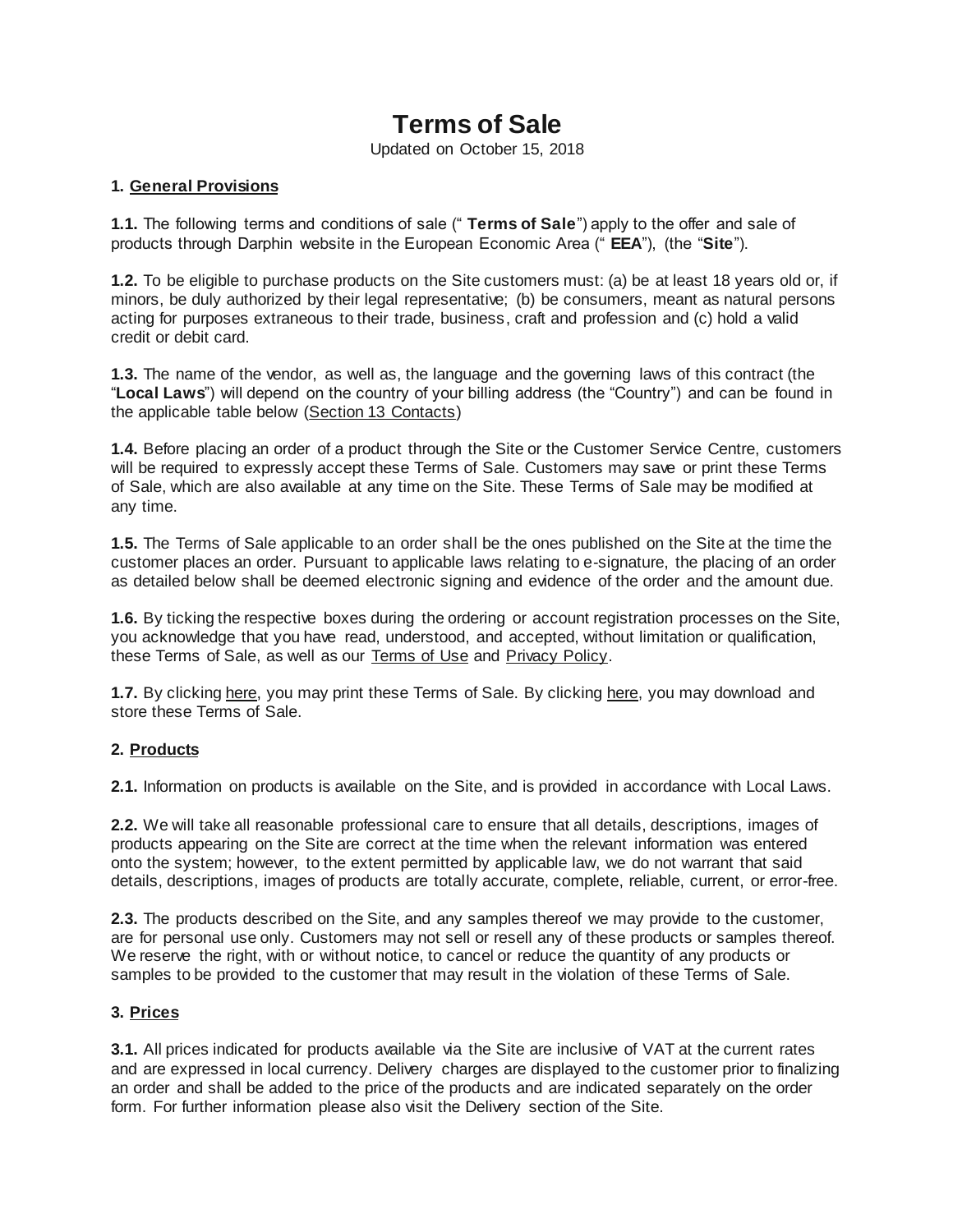# Terms of Sale

Updated on October 15, 2018

## 1. General Provisions

**1.1.** The following terms and conditions of sale (" **Terms of Sale**") apply to the offer and sale of products through Darphin website in the European Economic Area (" **EEA**"), (the "**Site**").

**1.2.** To be eligible to purchase products on the Site customers must: (a) be at least 18 years old or, if minors, be duly authorized by their legal representative; (b) be consumers, meant as natural persons acting for purposes extraneous to their trade, business, craft and profession and (c) hold a valid credit or debit card.

**1.3.** The name of the vendor, as well as, the language and the governing laws of this contract (the "**Local Laws**") will depend on the country of your billing address (the "Country") and can be found in the applicable table below (Section 13 Contacts)

**1.4.** Before placing an order of a product through the Site or the Customer Service Centre, customers will be required to expressly accept these Terms of Sale. Customers may save or print these Terms of Sale, which are also available at any time on the Site. These Terms of Sale may be modified at any time.

**1.5.** The Terms of Sale applicable to an order shall be the ones published on the Site at the time the customer places an order. Pursuant to applicable laws relating to e-signature, the placing of an order as detailed below shall be deemed electronic signing and evidence of the order and the amount due.

**1.6.** By ticking the respective boxes during the ordering or account registration processes on the Site, you acknowledge that you have read, understood, and accepted, without limitation or qualification, these Terms of Sale, as well as our Terms of Use and Privacy Policy.

**1.7.** By clicking here, you may print these Terms of Sale. By clicking here, you may download and store these Terms of Sale.

## 2. Products

**2.1.** Information on products is available on the Site, and is provided in accordance with Local Laws.

**2.2.** We will take all reasonable professional care to ensure that all details, descriptions, images of products appearing on the Site are correct at the time when the relevant information was entered onto the system; however, to the extent permitted by applicable law, we do not warrant that said details, descriptions, images of products are totally accurate, complete, reliable, current, or error-free.

**2.3.** The products described on the Site, and any samples thereof we may provide to the customer, are for personal use only. Customers may not sell or resell any of these products or samples thereof. We reserve the right, with or without notice, to cancel or reduce the quantity of any products or samples to be provided to the customer that may result in the violation of these Terms of Sale.

## 3. Prices

**3.1.** All prices indicated for products available via the Site are inclusive of VAT at the current rates and are expressed in local currency. Delivery charges are displayed to the customer prior to finalizing an order and shall be added to the price of the products and are indicated separately on the order form. For further information please also visit the Delivery section of the Site.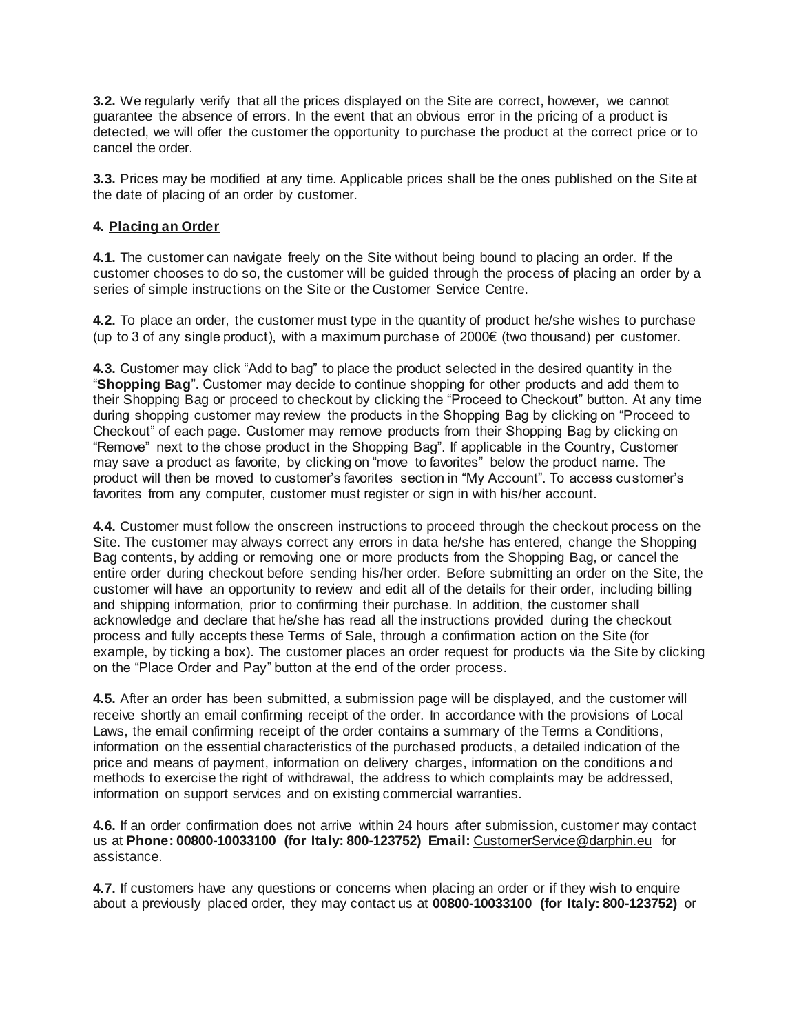**3.2.** We regularly verify that all the prices displayed on the Site are correct, however, we cannot guarantee the absence of errors. In the event that an obvious error in the pricing of a product is detected, we will offer the customer the opportunity to purchase the product at the correct price or to cancel the order.

**3.3.** Prices may be modified at any time. Applicable prices shall be the ones published on the Site at the date of placing of an order by customer.

## 4. Placing an Order

**4.1.** The customer can navigate freely on the Site without being bound to placing an order. If the customer chooses to do so, the customer will be guided through the process of placing an order by a series of simple instructions on the Site or the Customer Service Centre.

**4.2.** To place an order, the customer must type in the quantity of product he/she wishes to purchase (up to 3 of any single product), with a maximum purchase of 2000€ (two thousand) per customer.

**4.3.** Customer may click "Add to bag" to place the product selected in the desired quantity in the "**Shopping Bag**". Customer may decide to continue shopping for other products and add them to their Shopping Bag or proceed to checkout by clicking the "Proceed to Checkout" button. At any time during shopping customer may review the products in the Shopping Bag by clicking on "Proceed to Checkout" of each page. Customer may remove products from their Shopping Bag by clicking on "Remove" next to the chose product in the Shopping Bag". If applicable in the Country, Customer may save a product as favorite, by clicking on "move to favorites" below the product name. The product will then be moved to customer's favorites section in "My Account". To access customer's favorites from any computer, customer must register or sign in with his/her account.

**4.4.** Customer must follow the onscreen instructions to proceed through the checkout process on the Site. The customer may always correct any errors in data he/she has entered, change the Shopping Bag contents, by adding or removing one or more products from the Shopping Bag, or cancel the entire order during checkout before sending his/her order. Before submitting an order on the Site, the customer will have an opportunity to review and edit all of the details for their order, including billing and shipping information, prior to confirming their purchase. In addition, the customer shall acknowledge and declare that he/she has read all the instructions provided during the checkout process and fully accepts these Terms of Sale, through a confirmation action on the Site (for example, by ticking a box). The customer places an order request for products via the Site by clicking on the "Place Order and Pay" button at the end of the order process.

**4.5.** After an order has been submitted, a submission page will be displayed, and the customer will receive shortly an email confirming receipt of the order. In accordance with the provisions of Local Laws, the email confirming receipt of the order contains a summary of the Terms a Conditions, information on the essential characteristics of the purchased products, a detailed indication of the price and means of payment, information on delivery charges, information on the conditions and methods to exercise the right of withdrawal, the address to which complaints may be addressed, information on support services and on existing commercial warranties.

**4.6.** If an order confirmation does not arrive within 24 hours after submission, customer may contact us at **Phone: 00800-10033100 (for Italy: 800-123752) Email:** CustomerService@darphin.eu for assistance.

**4.7.** If customers have any questions or concerns when placing an order or if they wish to enquire about a previously placed order, they may contact us at **00800-10033100 (for Italy: 800-123752)** or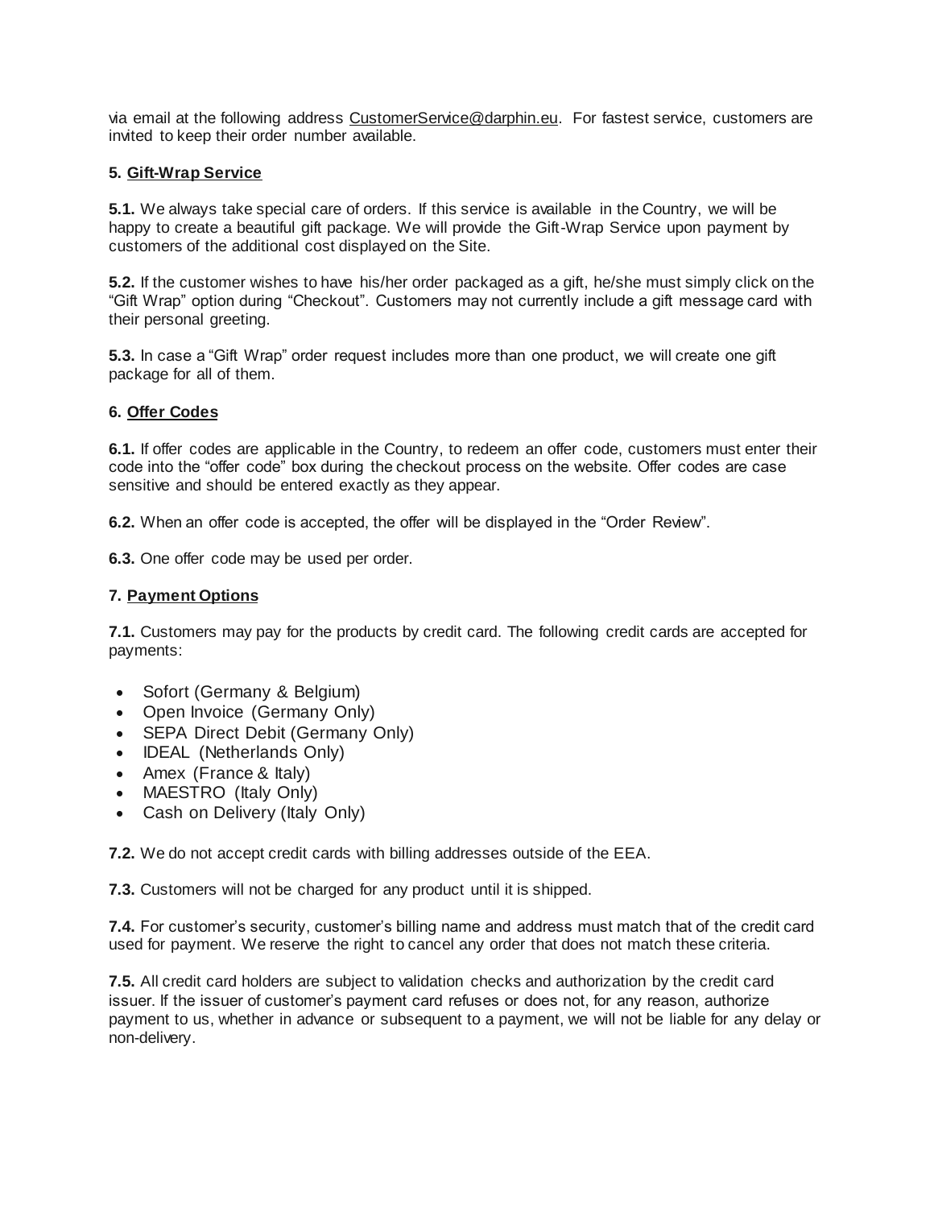via email at the following address CustomerService@darphin.eu. For fastest service, customers are invited to keep their order number available.

**5. Gift-Wrap Service**

**5.1.** We always take special care of orders. If this service is available in the Country, we will be happy to create a beautiful gift package. We will provide the Gift-Wrap Service upon payment by customers of the additional cost displayed on the Site.

**5.2.** If the customer wishes to have his/her order packaged as a gift, he/she must simply click on the "Gift Wrap" option during "Checkout". Customers may not currently include a gift message card with their personal greeting.

**5.3.** In case a "Gift Wrap" order request includes more than one product, we will create one gift package for all of them.

**6. Offer Codes**

**6.1.** If offer codes are applicable in the Country, to redeem an offer code, customers must enter their code into the "offer code" box during the checkout process on the website. Offer codes are case sensitive and should be entered exactly as they appear.

**6.2.** When an offer code is accepted, the offer will be displayed in the "Order Review".

**6.3.** One offer code may be used per order.

**7. Payment Options**

**7.1.** Customers may pay for the products by credit card. The following credit cards are accepted for payments:

- Sofort (Germany & Belgium)
- Open Invoice (Germany Only)
- SEPA Direct Debit (Germany Only)
- IDEAL (Netherlands Only)
- Amex (France & Italy)
- MAESTRO (Italy Only)
- Cash on Delivery (Italy Only)

**7.2.** We do not accept credit cards with billing addresses outside of the EEA.

**7.3.** Customers will not be charged for any product until it is shipped.

**7.4.** For customer's security, customer's billing name and address must match that of the credit card used for payment. We reserve the right to cancel any order that does not match these criteria.

**7.5.** All credit card holders are subject to validation checks and authorization by the credit card issuer. If the issuer of customer's payment card refuses or does not, for any reason, authorize payment to us, whether in advance or subsequent to a payment, we will not be liable for any delay or non-delivery.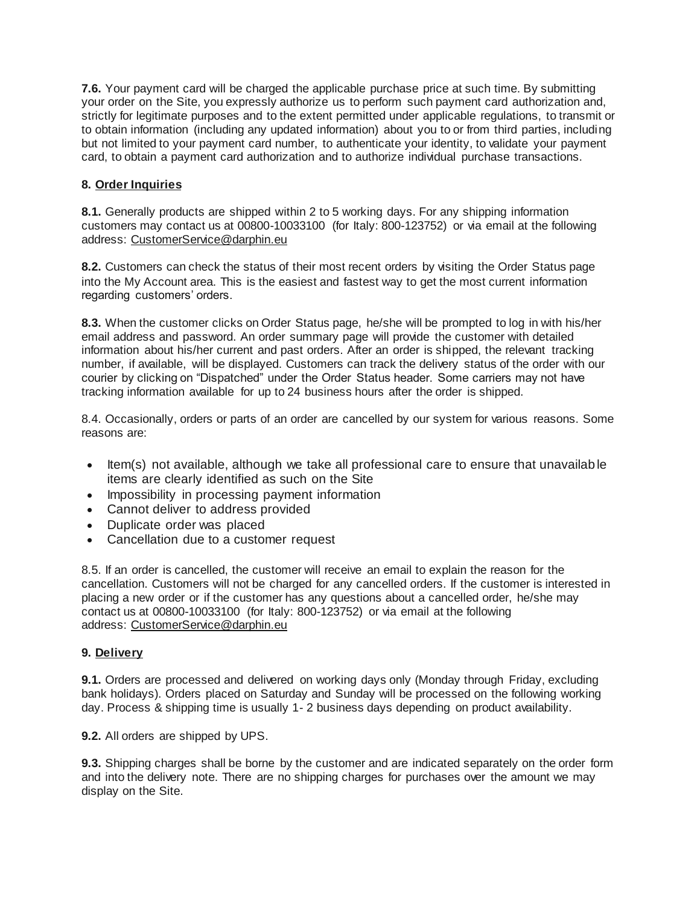**7.6.** Your payment card will be charged the applicable purchase price at such time. By submitting your order on the Site, you expressly authorize us to perform such payment card authorization and, strictly for legitimate purposes and to the extent permitted under applicable regulations, to transmit or to obtain information (including any updated information) about you to or from third parties, including but not limited to your payment card number, to authenticate your identity, to validate your payment card, to obtain a payment card authorization and to authorize individual purchase transactions.

**8. Order Inquiries**

**8.1.** Generally products are shipped within 2 to 5 working days. For any shipping information customers may contact us at 00800-10033100 (for Italy: 800-123752) or via email at the following address: CustomerService@darphin.eu

**8.2.** Customers can check the status of their most recent orders by visiting the Order Status page into the My Account area. This is the easiest and fastest way to get the most current information regarding customers' orders.

**8.3.** When the customer clicks on Order Status page, he/she will be prompted to log in with his/her email address and password. An order summary page will provide the customer with detailed information about his/her current and past orders. After an order is shipped, the relevant tracking number, if available, will be displayed. Customers can track the delivery status of the order with our courier by clicking on "Dispatched" under the Order Status header. Some carriers may not have tracking information available for up to 24 business hours after the order is shipped.

8.4. Occasionally, orders or parts of an order are cancelled by our system for various reasons. Some reasons are:

- Item(s) not available, although we take all professional care to ensure that unavailable items are clearly identified as such on the Site
- Impossibility in processing payment information
- Cannot deliver to address provided
- Duplicate order was placed
- Cancellation due to a customer request

8.5. If an order is cancelled, the customer will receive an email to explain the reason for the cancellation. Customers will not be charged for any cancelled orders. If the customer is interested in placing a new order or if the customer has any questions about a cancelled order, he/she may contact us at 00800-10033100 (for Italy: 800-123752) or via email at the following address: CustomerService@darphin.eu

**9. Delivery**

**9.1.** Orders are processed and delivered on working days only (Monday through Friday, excluding bank holidays). Orders placed on Saturday and Sunday will be processed on the following working day. Process & shipping time is usually 1- 2 business days depending on product availability.

**9.2.** All orders are shipped by UPS.

**9.3.** Shipping charges shall be borne by the customer and are indicated separately on the order form and into the delivery note. There are no shipping charges for purchases over the amount we may display on the Site.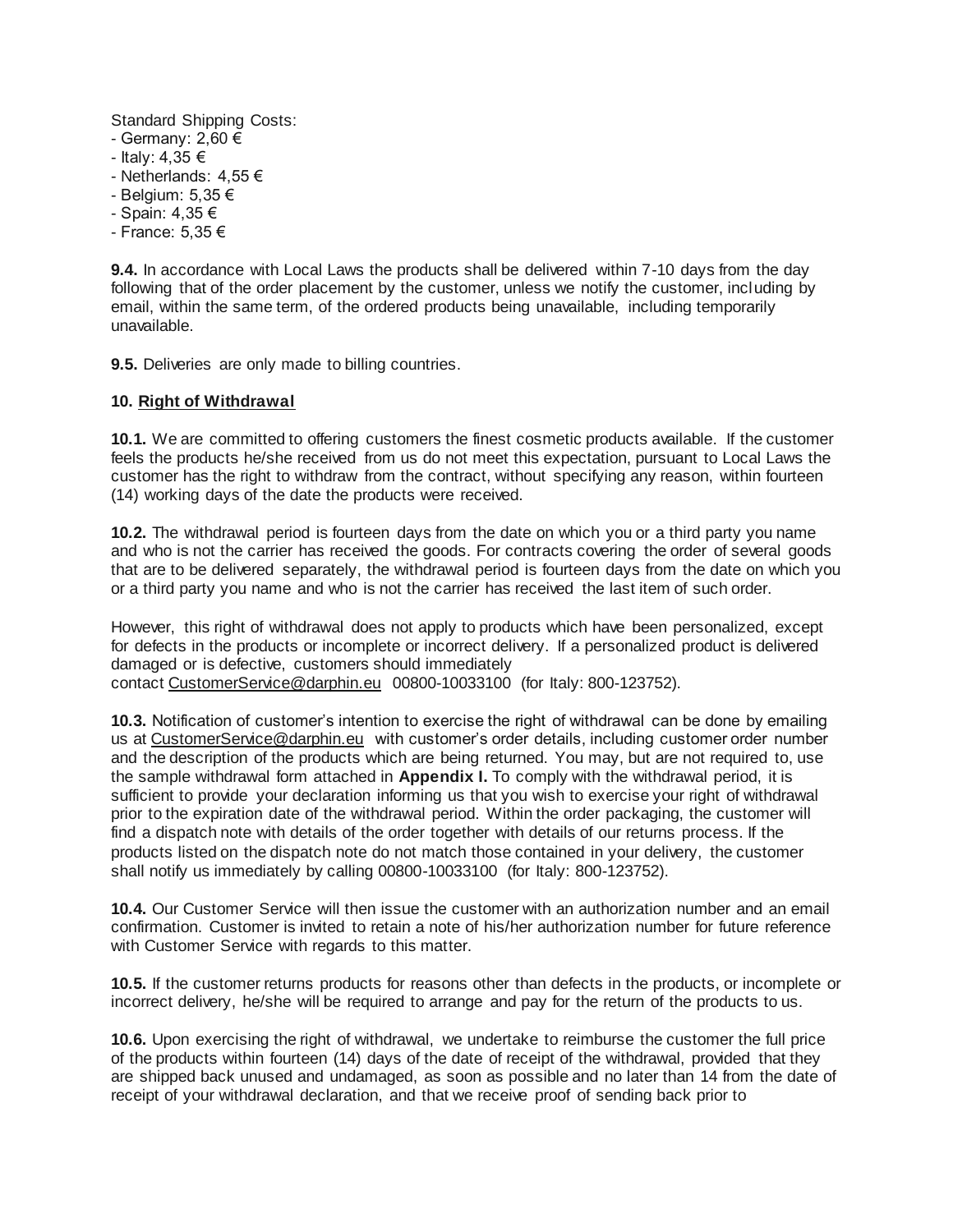Standard Shipping Costs:
- Germany: 2,60 €
- Italy: 4,35 €
- Netherlands: 4,55 €
- Belgium: 5,35 €
- Spain: 4,35 €
- France: 5,35 €

**9.4.** In accordance with Local Laws the products shall be delivered within 7-10 days from the day following that of the order placement by the customer, unless we notify the customer, including by email, within the same term, of the ordered products being unavailable, including temporarily unavailable.

**9.5.** Deliveries are only made to billing countries.

**10. Right of Withdrawal**

**10.1.** We are committed to offering customers the finest cosmetic products available. If the customer feels the products he/she received from us do not meet this expectation, pursuant to Local Laws the customer has the right to withdraw from the contract, without specifying any reason, within fourteen (14) working days of the date the products were received.

**10.2.** The withdrawal period is fourteen days from the date on which you or a third party you name and who is not the carrier has received the goods. For contracts covering the order of several goods that are to be delivered separately, the withdrawal period is fourteen days from the date on which you or a third party you name and who is not the carrier has received the last item of such order.

However, this right of withdrawal does not apply to products which have been personalized, except for defects in the products or incomplete or incorrect delivery. If a personalized product is delivered damaged or is defective, customers should immediately contact CustomerService@darphin.eu 00800-10033100 (for Italy: 800-123752).

**10.3.** Notification of customer's intention to exercise the right of withdrawal can be done by emailing us at CustomerService@darphin.eu with customer's order details, including customer order number and the description of the products which are being returned. You may, but are not required to, use the sample withdrawal form attached in **Appendix I.** To comply with the withdrawal period, it is sufficient to provide your declaration informing us that you wish to exercise your right of withdrawal prior to the expiration date of the withdrawal period. Within the order packaging, the customer will find a dispatch note with details of the order together with details of our returns process. If the products listed on the dispatch note do not match those contained in your delivery, the customer shall notify us immediately by calling 00800-10033100 (for Italy: 800-123752).

**10.4.** Our Customer Service will then issue the customer with an authorization number and an email confirmation. Customer is invited to retain a note of his/her authorization number for future reference with Customer Service with regards to this matter.

**10.5.** If the customer returns products for reasons other than defects in the products, or incomplete or incorrect delivery, he/she will be required to arrange and pay for the return of the products to us.

**10.6.** Upon exercising the right of withdrawal, we undertake to reimburse the customer the full price of the products within fourteen (14) days of the date of receipt of the withdrawal, provided that they are shipped back unused and undamaged, as soon as possible and no later than 14 from the date of receipt of your withdrawal declaration, and that we receive proof of sending back prior to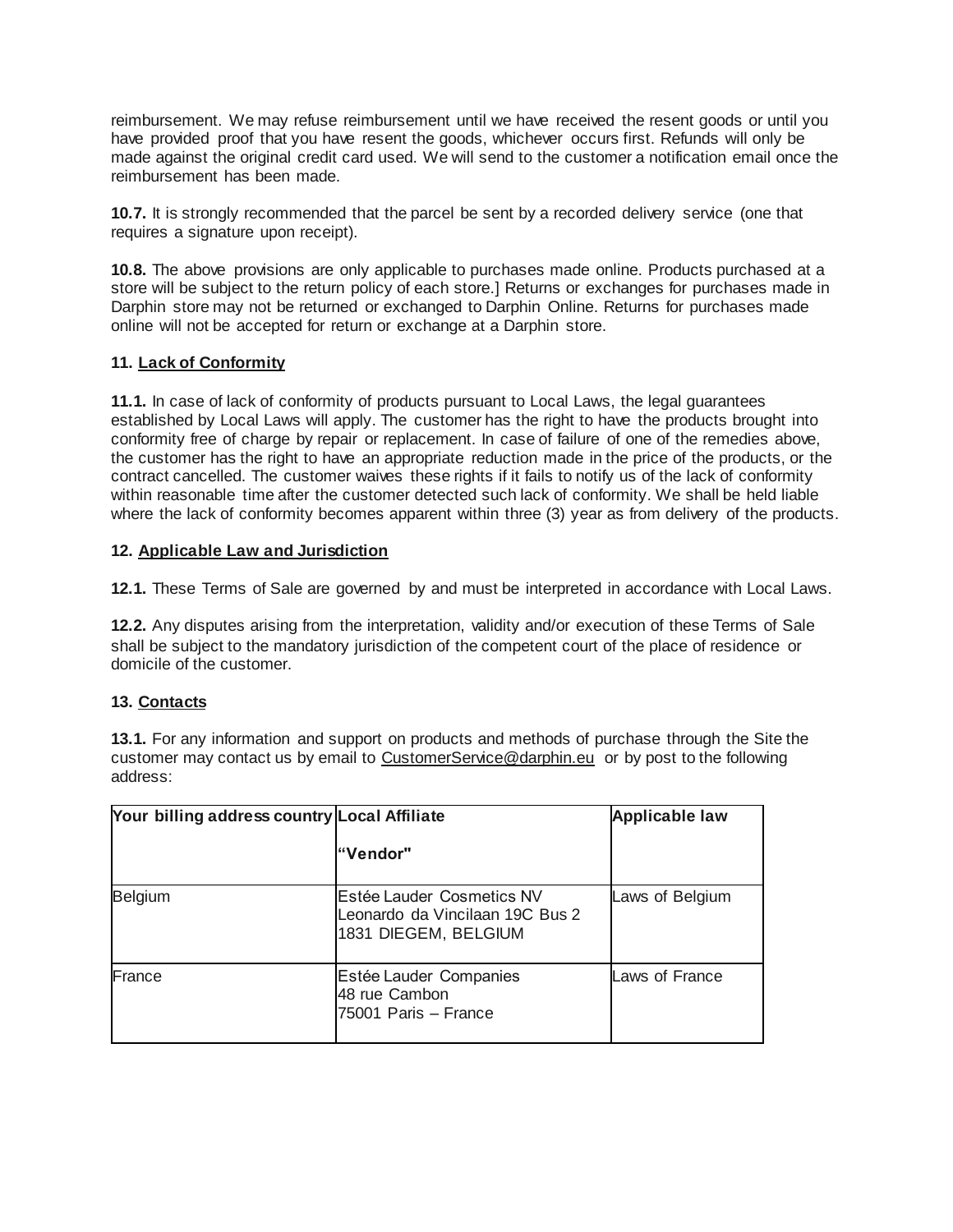reimbursement. We may refuse reimbursement until we have received the resent goods or until you have provided proof that you have resent the goods, whichever occurs first. Refunds will only be made against the original credit card used. We will send to the customer a notification email once the reimbursement has been made.

**10.7.** It is strongly recommended that the parcel be sent by a recorded delivery service (one that requires a signature upon receipt).

**10.8.** The above provisions are only applicable to purchases made online. Products purchased at a store will be subject to the return policy of each store.] Returns or exchanges for purchases made in Darphin store may not be returned or exchanged to Darphin Online. Returns for purchases made online will not be accepted for return or exchange at a Darphin store.

## 11. Lack of Conformity

**11.1.** In case of lack of conformity of products pursuant to Local Laws, the legal guarantees established by Local Laws will apply. The customer has the right to have the products brought into conformity free of charge by repair or replacement. In case of failure of one of the remedies above, the customer has the right to have an appropriate reduction made in the price of the products, or the contract cancelled. The customer waives these rights if it fails to notify us of the lack of conformity within reasonable time after the customer detected such lack of conformity. We shall be held liable where the lack of conformity becomes apparent within three (3) year as from delivery of the products.

## 12. Applicable Law and Jurisdiction

**12.1.** These Terms of Sale are governed by and must be interpreted in accordance with Local Laws.

**12.2.** Any disputes arising from the interpretation, validity and/or execution of these Terms of Sale shall be subject to the mandatory jurisdiction of the competent court of the place of residence or domicile of the customer.

## 13. Contacts

**13.1.** For any information and support on products and methods of purchase through the Site the customer may contact us by email to CustomerService@darphin.eu or by post to the following address:

| Your billing address country | Local Affiliate "Vendor" | Applicable law |
|---|---|---|
| Belgium | Estée Lauder Cosmetics NV Leonardo da Vincilaan 19C Bus 2 1831 DIEGEM, BELGIUM | Laws of Belgium |
| France | Estée Lauder Companies 48 rue Cambon 75001 Paris – France | Laws of France |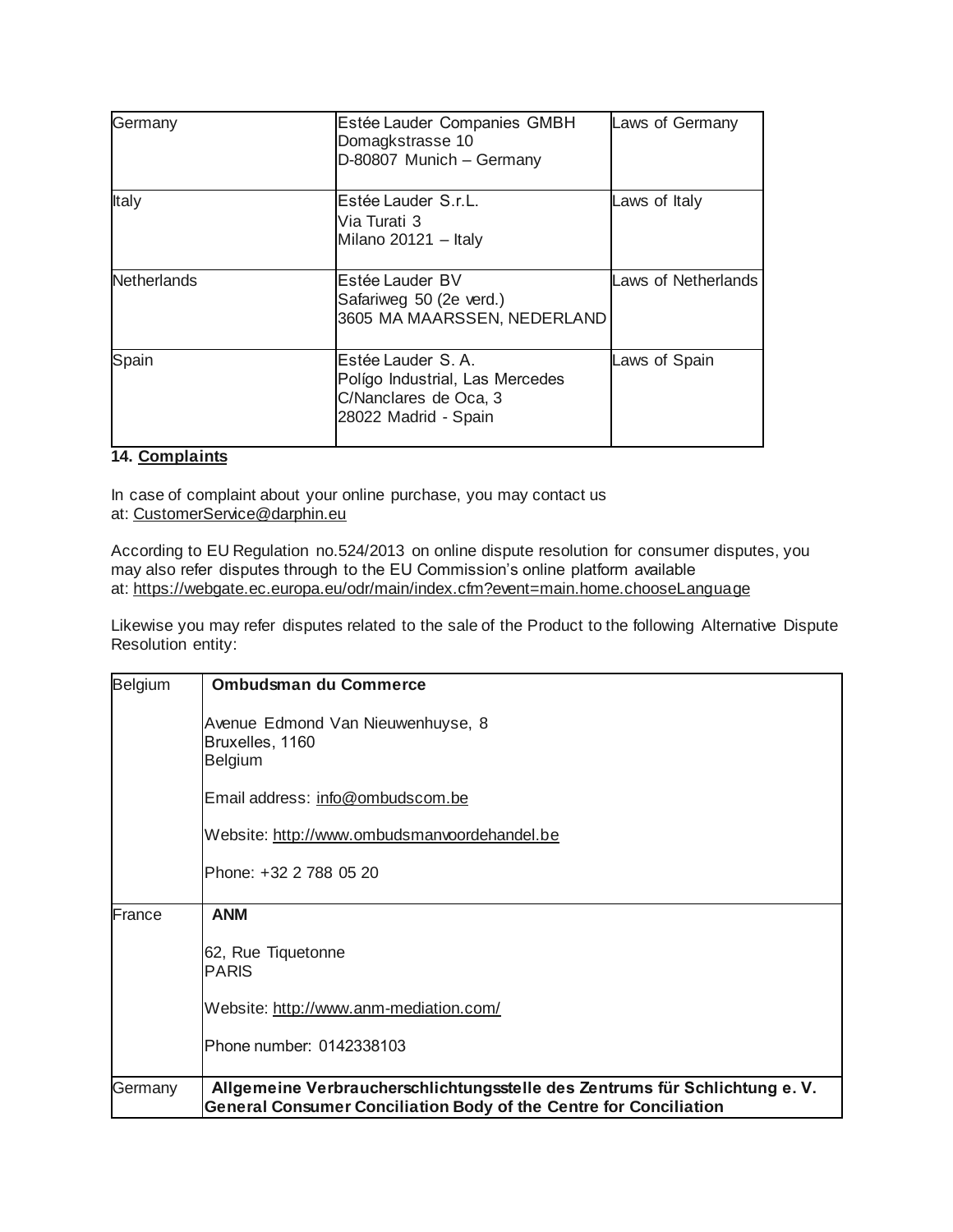| Germany | Estée Lauder Companies GMBH<br>Domagkstrasse 10<br>D-80807 Munich – Germany | Laws of Germany |
|---|---|---|
| Italy | Estée Lauder S.r.L.<br>Via Turati 3<br>Milano 20121 – Italy | Laws of Italy |
| Netherlands | Estée Lauder BV<br>Safariweg 50 (2e verd.)<br>3605 MA MAARSSEN, NEDERLAND | Laws of Netherlands |
| Spain | Estée Lauder S. A.<br>Polígo Industrial, Las Mercedes<br>C/Nanclares de Oca, 3<br>28022 Madrid - Spain | Laws of Spain |

**14. Complaints**

In case of complaint about your online purchase, you may contact us at: CustomerService@darphin.eu

According to EU Regulation no.524/2013 on online dispute resolution for consumer disputes, you may also refer disputes through to the EU Commission's online platform available at: https://webgate.ec.europa.eu/odr/main/index.cfm?event=main.home.chooseLanguage

Likewise you may refer disputes related to the sale of the Product to the following Alternative Dispute Resolution entity:

| Belgium | **Ombudsman du Commerce**<br><br>Avenue Edmond Van Nieuwenhuyse, 8<br>Bruxelles, 1160<br>Belgium<br><br>Email address: info@ombudscom.be<br><br>Website: http://www.ombudsmanvoordehandel.be<br><br>Phone: +32 2 788 05 20 |
|---|---|
| France | **ANM**<br><br>62, Rue Tiquetonne<br>PARIS<br><br>Website: http://www.anm-mediation.com/<br><br>Phone number: 0142338103 |
| Germany | **Allgemeine Verbraucherschlichtungsstelle des Zentrums für Schlichtung e. V.**<br>**General Consumer Conciliation Body of the Centre for Conciliation** |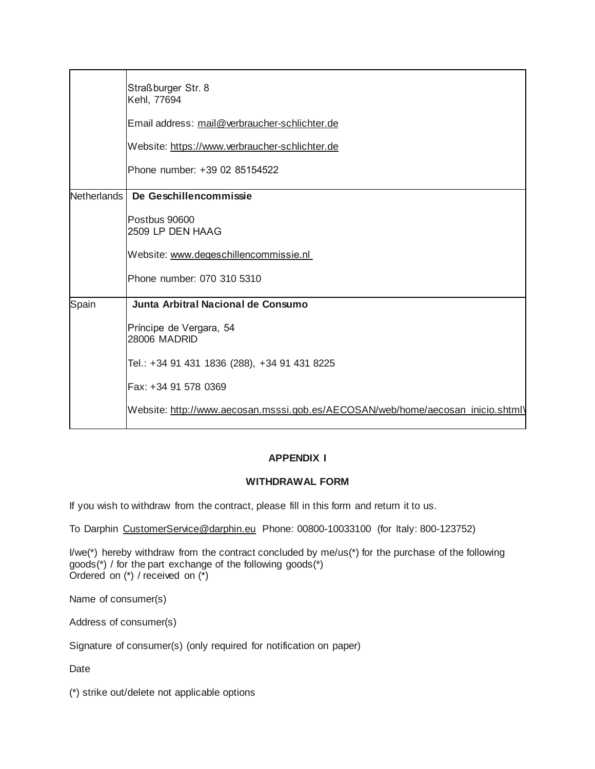| | |
|---|---|
| | Straßburger Str. 8<br>Kehl, 77694<br><br>Email address: mail@verbraucher-schlichter.de<br><br>Website: https://www.verbraucher-schlichter.de<br><br>Phone number: +39 02 85154522 |
| Netherlands | **De Geschillencommissie**<br><br>Postbus 90600<br>2509 LP DEN HAAG<br><br>Website: www.degeschillencommissie.nl<br><br>Phone number: 070 310 5310 |
| Spain | **Junta Arbitral Nacional de Consumo**<br><br>Príncipe de Vergara, 54<br>28006 MADRID<br><br>Tel.: +34 91 431 1836 (288), +34 91 431 8225<br><br>Fax: +34 91 578 0369<br><br>Website: http://www.aecosan.msssi.gob.es/AECOSAN/web/home/aecosan_inicio.shtml\ |

**APPENDIX I**

**WITHDRAWAL FORM**

If you wish to withdraw from the contract, please fill in this form and return it to us.

To Darphin CustomerService@darphin.eu Phone: 00800-10033100 (for Italy: 800-123752)

I/we(*) hereby withdraw from the contract concluded by me/us(*) for the purchase of the following goods(*) / for the part exchange of the following goods(*)
Ordered on (*) / received on (*)

Name of consumer(s)

Address of consumer(s)

Signature of consumer(s) (only required for notification on paper)

Date

(*) strike out/delete not applicable options